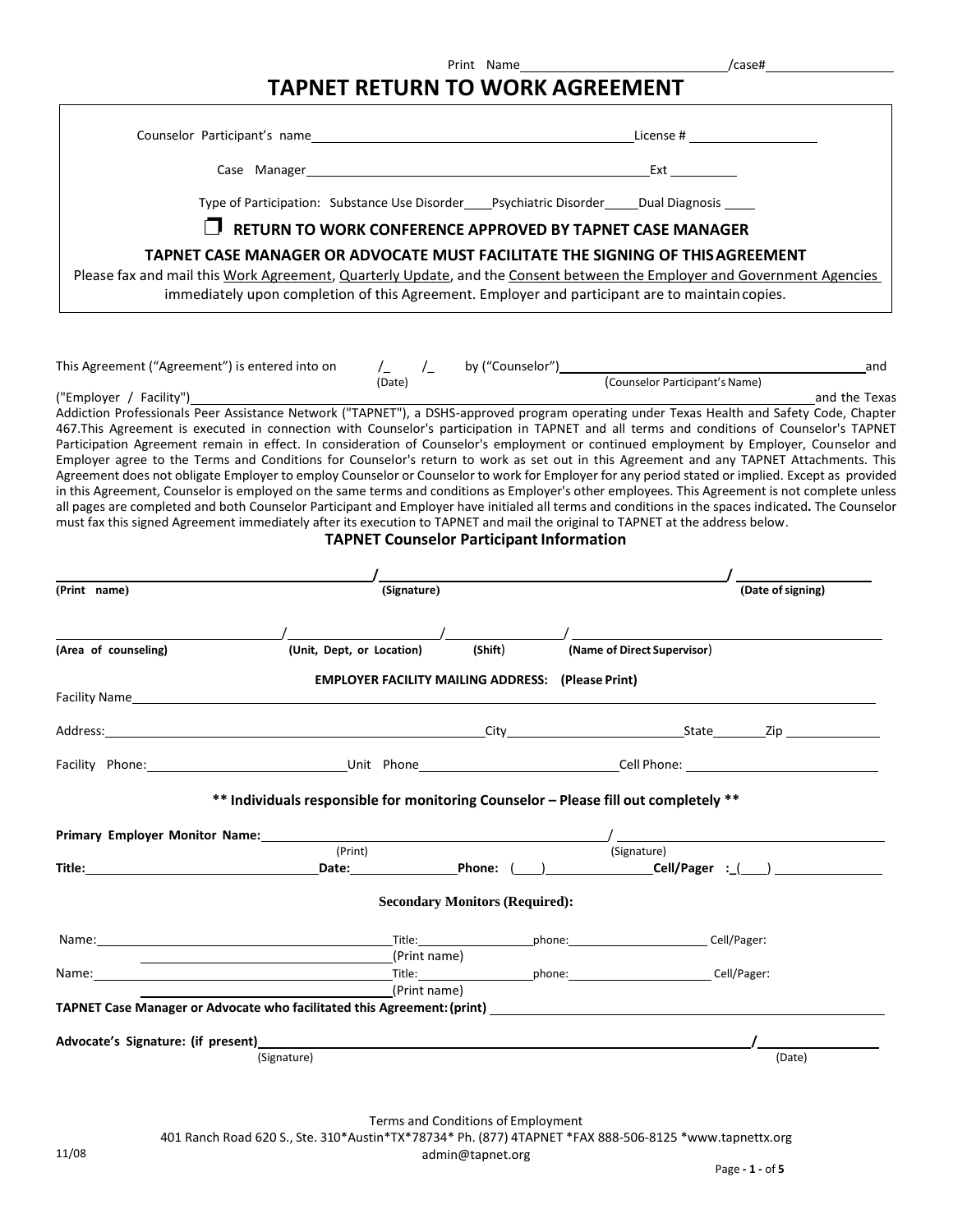Print Name\_\_\_\_\_\_\_\_\_\_\_\_\_\_\_\_\_\_\_\_\_\_\_\_\_\_\_\_/case#\_\_\_\_\_\_\_\_\_\_\_\_\_\_\_\_\_\_

# TAPNET RETURN TO WORK AGREEMENT

Counselor Participant's name\_\_\_\_\_\_\_\_\_\_\_\_\_\_\_\_\_\_\_\_\_\_\_\_\_\_\_\_\_\_\_\_\_\_\_\_\_\_\_\_\_\_\_\_\_\_License # \_\_\_\_\_\_\_\_\_\_\_\_\_\_\_\_\_\_

Case Manager\_\_\_\_\_\_\_\_\_\_\_\_\_\_\_\_\_\_\_\_\_\_\_\_\_\_\_\_\_\_\_\_\_\_\_\_\_\_\_\_\_\_\_\_\_\_\_\_\_\_\_Ext \_\_\_\_\_\_\_\_\_\_

Type of Participation: Substance Use Disorder\_\_\_\_Psychiatric Disorder\_\_\_\_\_Dual Diagnosis \_\_\_\_\_

❒ **RETURN TO WORK CONFERENCE APPROVED BY TAPNET CASE MANAGER**

**TAPNET CASE MANAGER OR ADVOCATE MUST FACILITATE THE SIGNING OF THIS AGREEMENT**

Please fax and mail this Work Agreement, Quarterly Update, and the Consent between the Employer and Government Agencies immediately upon completion of this Agreement. Employer and participant are to maintain copies.

This Agreement ("Agreement") is entered into on \_\_/\_\_/\_\_ (Date) by ("Counselor")\_\_\_\_\_\_\_\_\_\_\_\_\_\_\_\_\_\_\_\_\_\_\_\_\_\_\_\_\_\_\_\_\_\_\_\_\_\_\_\_\_\_ (Counselor Participant's Name) and ("Employer / Facility")\_\_\_\_\_\_\_\_\_\_\_\_\_\_\_\_\_\_\_\_\_\_\_\_\_\_\_\_\_\_\_\_\_\_\_\_\_\_\_\_\_\_\_\_\_\_\_\_\_\_\_\_\_\_\_\_\_\_\_\_\_\_\_\_\_\_\_\_\_\_\_\_\_\_\_\_\_\_ and the Texas Addiction Professionals Peer Assistance Network ("TAPNET"), a DSHS-approved program operating under Texas Health and Safety Code, Chapter 467.This Agreement is executed in connection with Counselor's participation in TAPNET and all terms and conditions of Counselor's TAPNET Participation Agreement remain in effect. In consideration of Counselor's employment or continued employment by Employer, Counselor and Employer agree to the Terms and Conditions for Counselor's return to work as set out in this Agreement and any TAPNET Attachments. This Agreement does not obligate Employer to employ Counselor or Counselor to work for Employer for any period stated or implied. Except as provided in this Agreement, Counselor is employed on the same terms and conditions as Employer's other employees. This Agreement is not complete unless all pages are completed and both Counselor Participant and Employer have initialed all terms and conditions in the spaces indicated**.** The Counselor must fax this signed Agreement immediately after its execution to TAPNET and mail the original to TAPNET at the address below.

## TAPNET Counselor Participant Information

\_\_\_\_\_\_\_\_\_\_\_\_\_\_\_\_\_\_\_\_\_\_\_\_\_\_\_\_\_\_\_\_\_\_\_/\_\_\_\_\_\_\_\_\_\_\_\_\_\_\_\_\_\_\_\_\_\_\_\_\_\_\_\_\_\_\_\_\_\_\_\_\_\_\_\_\_\_\_\_\_\_\_\_\_/\_\_\_\_\_\_\_\_\_\_\_\_\_\_\_\_\_\_\_

**(Print name)** **(Signature)** **(Date of signing)**

\_\_\_\_\_\_\_\_\_\_\_\_\_\_\_\_\_\_\_\_\_\_\_\_\_/\_\_\_\_\_\_\_\_\_\_\_\_\_\_\_\_\_\_\_\_/\_\_\_\_\_\_\_\_\_\_\_\_\_\_\_/\_\_\_\_\_\_\_\_\_\_\_\_\_\_\_\_\_\_\_\_\_\_\_\_\_\_\_\_\_\_\_\_\_\_\_\_\_\_\_\_\_\_\_\_\_\_\_\_\_\_\_

**(Area of counseling)** **(Unit, Dept, or Location)** **(Shift)** **(Name of Direct Supervisor)**

**EMPLOYER FACILITY MAILING ADDRESS: (Please Print)**

Facility Name\_\_\_\_\_\_\_\_\_\_\_\_\_\_\_\_\_\_\_\_\_\_\_\_\_\_\_\_\_\_\_\_\_\_\_\_\_\_\_\_\_\_\_\_\_\_\_\_\_\_\_\_\_\_\_\_\_\_\_\_\_\_\_\_\_\_\_\_\_\_\_\_\_\_\_\_\_\_\_\_\_\_\_\_\_\_\_\_

Address:\_\_\_\_\_\_\_\_\_\_\_\_\_\_\_\_\_\_\_\_\_\_\_\_\_\_\_\_\_\_\_\_\_\_\_\_\_\_\_\_\_\_\_\_\_\_\_\_\_\_City\_\_\_\_\_\_\_\_\_\_\_\_\_\_\_\_\_\_\_\_\_\_\_\_\_State\_\_\_\_\_\_\_Zip \_\_\_\_\_\_\_\_\_\_\_\_\_

Facility Phone:\_\_\_\_\_\_\_\_\_\_\_\_\_\_\_\_\_\_\_\_\_\_\_\_\_\_\_Unit Phone\_\_\_\_\_\_\_\_\_\_\_\_\_\_\_\_\_\_\_\_\_\_\_\_\_\_\_\_Cell Phone: \_\_\_\_\_\_\_\_\_\_\_\_\_\_\_\_\_\_\_\_\_\_\_\_\_\_

**\*\* Individuals responsible for monitoring Counselor – Please fill out completely \*\***

**Primary Employer Monitor Name:**\_\_\_\_\_\_\_\_\_\_\_\_\_\_\_\_\_\_\_\_\_\_\_\_\_\_\_\_\_\_\_\_\_\_\_\_\_\_\_\_\_\_\_\_\_/\_\_\_\_\_\_\_\_\_\_\_\_\_\_\_\_\_\_\_\_\_\_\_\_\_\_\_\_\_\_\_\_\_\_\_\_\_\_\_\_

(Print) (Signature)

**Title:**\_\_\_\_\_\_\_\_\_\_\_\_\_\_\_\_\_\_\_\_\_\_\_\_\_\_\_\_\_\_\_**Date:**\_\_\_\_\_\_\_\_\_\_\_\_\_\_\_**Phone:** (\_\_\_\_)\_\_\_\_\_\_\_\_\_\_\_\_\_\_\_**Cell/Pager :**\_(\_\_\_\_) \_\_\_\_\_\_\_\_\_\_\_\_\_\_\_

**Secondary Monitors (Required):**

Name:\_\_\_\_\_\_\_\_\_\_\_\_\_\_\_\_\_\_\_\_\_\_\_\_\_\_\_\_\_\_\_\_\_\_\_\_\_\_\_\_\_\_\_\_\_\_Title:\_\_\_\_\_\_\_\_\_\_\_\_\_\_\_\_\_\_phone:\_\_\_\_\_\_\_\_\_\_\_\_\_\_\_\_\_\_\_\_\_\_ Cell/Pager:

(Print name)

Name:\_\_\_\_\_\_\_\_\_\_\_\_\_\_\_\_\_\_\_\_\_\_\_\_\_\_\_\_\_\_\_\_\_\_\_\_\_\_\_\_\_\_\_\_\_\_Title:\_\_\_\_\_\_\_\_\_\_\_\_\_\_\_\_\_\_phone:\_\_\_\_\_\_\_\_\_\_\_\_\_\_\_\_\_\_\_\_\_\_ Cell/Pager:

(Print name)

**TAPNET Case Manager or Advocate who facilitated this Agreement: (print)** \_\_\_\_\_\_\_\_\_\_\_\_\_\_\_\_\_\_\_\_\_\_\_\_\_\_\_\_\_\_\_\_\_\_\_\_\_\_\_\_\_\_\_\_\_\_\_\_\_\_\_

**Advocate's Signature: (if present)**\_\_\_\_\_\_\_\_\_\_\_\_\_\_\_\_\_\_\_\_\_\_\_\_\_\_\_\_\_\_\_\_\_\_\_\_\_\_\_\_\_\_\_\_\_\_\_\_\_\_\_\_\_\_\_\_\_\_\_\_\_\_\_\_\_\_\_/\_\_\_\_\_\_\_\_\_\_\_\_\_\_\_

(Signature) (Date)

Terms and Conditions of Employment

401 Ranch Road 620 S., Ste. 310\*Austin\*TX\*78734\* Ph. (877) 4TAPNET \*FAX 888-506-8125 \*www.tapnettx.org

admin@tapnet.org

11/08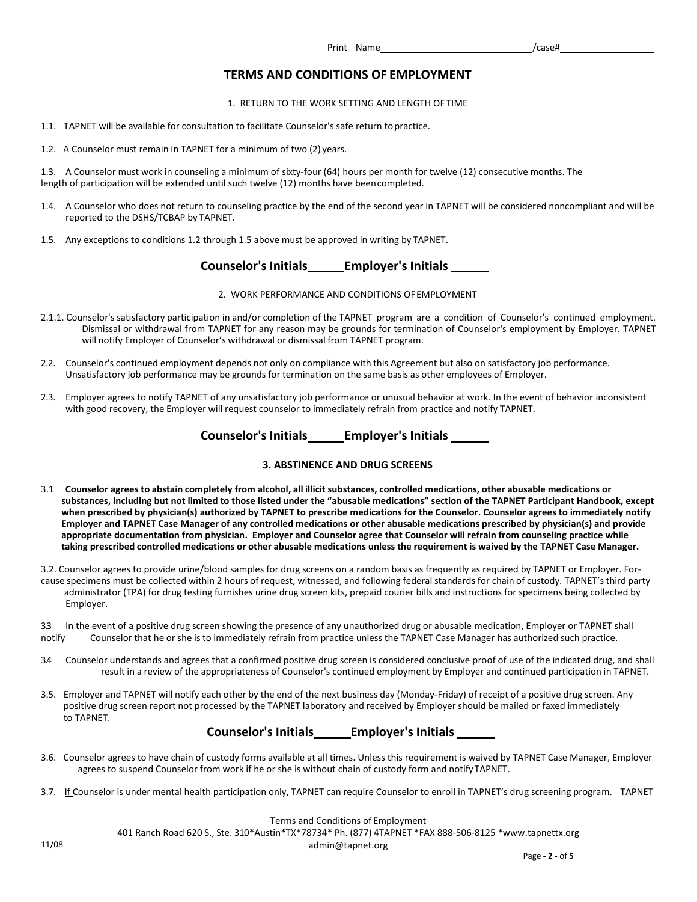Print Name______________________________/case#__________________

# TERMS AND CONDITIONS OF EMPLOYMENT

1. RETURN TO THE WORK SETTING AND LENGTH OF TIME

1.1. TAPNET will be available for consultation to facilitate Counselor's safe return to practice.

1.2. A Counselor must remain in TAPNET for a minimum of two (2) years.

1.3. A Counselor must work in counseling a minimum of sixty-four (64) hours per month for twelve (12) consecutive months. The length of participation will be extended until such twelve (12) months have been completed.

1.4. A Counselor who does not return to counseling practice by the end of the second year in TAPNET will be considered noncompliant and will be reported to the DSHS/TCBAP by TAPNET.

1.5. Any exceptions to conditions 1.2 through 1.5 above must be approved in writing by TAPNET.

**Counselor's Initials\_\_\_\_\_ Employer's Initials \_\_\_\_\_**

2. WORK PERFORMANCE AND CONDITIONS OF EMPLOYMENT

2.1.1. Counselor's satisfactory participation in and/or completion of the TAPNET program are a condition of Counselor's continued employment. Dismissal or withdrawal from TAPNET for any reason may be grounds for termination of Counselor's employment by Employer. TAPNET will notify Employer of Counselor's withdrawal or dismissal from TAPNET program.

2.2. Counselor's continued employment depends not only on compliance with this Agreement but also on satisfactory job performance. Unsatisfactory job performance may be grounds for termination on the same basis as other employees of Employer.

2.3. Employer agrees to notify TAPNET of any unsatisfactory job performance or unusual behavior at work. In the event of behavior inconsistent with good recovery, the Employer will request counselor to immediately refrain from practice and notify TAPNET.

**Counselor's Initials\_\_\_\_\_ Employer's Initials \_\_\_\_\_**

**3. ABSTINENCE AND DRUG SCREENS**

3.1 **Counselor agrees to abstain completely from alcohol, all illicit substances, controlled medications, other abusable medications or substances, including but not limited to those listed under the "abusable medications" section of the TAPNET Participant Handbook, except when prescribed by physician(s) authorized by TAPNET to prescribe medications for the Counselor. Counselor agrees to immediately notify Employer and TAPNET Case Manager of any controlled medications or other abusable medications prescribed by physician(s) and provide appropriate documentation from physician. Employer and Counselor agree that Counselor will refrain from counseling practice while taking prescribed controlled medications or other abusable medications unless the requirement is waived by the TAPNET Case Manager.**

3.2. Counselor agrees to provide urine/blood samples for drug screens on a random basis as frequently as required by TAPNET or Employer. For-cause specimens must be collected within 2 hours of request, witnessed, and following federal standards for chain of custody. TAPNET's third party administrator (TPA) for drug testing furnishes urine drug screen kits, prepaid courier bills and instructions for specimens being collected by Employer.

3.3 In the event of a positive drug screen showing the presence of any unauthorized drug or abusable medication, Employer or TAPNET shall notify Counselor that he or she is to immediately refrain from practice unless the TAPNET Case Manager has authorized such practice.

3.4 Counselor understands and agrees that a confirmed positive drug screen is considered conclusive proof of use of the indicated drug, and shall result in a review of the appropriateness of Counselor's continued employment by Employer and continued participation in TAPNET.

3.5. Employer and TAPNET will notify each other by the end of the next business day (Monday-Friday) of receipt of a positive drug screen. Any positive drug screen report not processed by the TAPNET laboratory and received by Employer should be mailed or faxed immediately to TAPNET.

**Counselor's Initials\_\_\_\_\_ Employer's Initials \_\_\_\_\_**

3.6. Counselor agrees to have chain of custody forms available at all times. Unless this requirement is waived by TAPNET Case Manager, Employer agrees to suspend Counselor from work if he or she is without chain of custody form and notify TAPNET.

3.7. If Counselor is under mental health participation only, TAPNET can require Counselor to enroll in TAPNET's drug screening program. TAPNET

Terms and Conditions of Employment
401 Ranch Road 620 S., Ste. 310*Austin*TX*78734* Ph. (877) 4TAPNET *FAX 888-506-8125 *www.tapnettx.org
admin@tapnet.org

11/08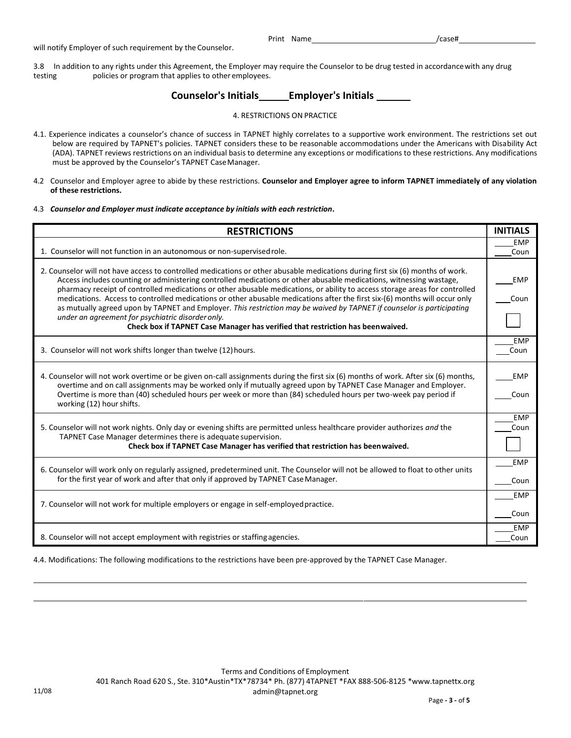Print Name______________________________/case#__________________

will notify Employer of such requirement by the Counselor.

3.8 In addition to any rights under this Agreement, the Employer may require the Counselor to be drug tested in accordance with any drug testing policies or program that applies to other employees.

**Counselor's Initials_____ Employer's Initials ______**

4. RESTRICTIONS ON PRACTICE

4.1. Experience indicates a counselor's chance of success in TAPNET highly correlates to a supportive work environment. The restrictions set out below are required by TAPNET's policies. TAPNET considers these to be reasonable accommodations under the Americans with Disability Act (ADA). TAPNET reviews restrictions on an individual basis to determine any exceptions or modifications to these restrictions. Any modifications must be approved by the Counselor's TAPNET Case Manager.

4.2 Counselor and Employer agree to abide by these restrictions. **Counselor and Employer agree to inform TAPNET immediately of any violation of these restrictions.**

4.3 ***Counselor and Employer must indicate acceptance by initials with each restriction*.**

| RESTRICTIONS | INITIALS |
|---|---|
| 1. Counselor will not function in an autonomous or non-supervised role. | ____EMP<br>____Coun |
| 2. Counselor will not have access to controlled medications or other abusable medications during first six (6) months of work. Access includes counting or administering controlled medications or other abusable medications, witnessing wastage, pharmacy receipt of controlled medications or other abusable medications, or ability to access storage areas for controlled medications. Access to controlled medications or other abusable medications after the first six-(6) months will occur only as mutually agreed upon by TAPNET and Employer. *This restriction may be waived by TAPNET if counselor is participating under an agreement for psychiatric disorder only.*<br>**Check box if TAPNET Case Manager has verified that restriction has been waived.** | ____EMP<br>____Coun<br>☐ |
| 3. Counselor will not work shifts longer than twelve (12) hours. | ____EMP<br>____Coun |
| 4. Counselor will not work overtime or be given on-call assignments during the first six (6) months of work. After six (6) months, overtime and on call assignments may be worked only if mutually agreed upon by TAPNET Case Manager and Employer. Overtime is more than (40) scheduled hours per week or more than (84) scheduled hours per two-week pay period if working (12) hour shifts. | ____EMP<br>____Coun |
| 5. Counselor will not work nights. Only day or evening shifts are permitted unless healthcare provider authorizes *and* the TAPNET Case Manager determines there is adequate supervision.<br>**Check box if TAPNET Case Manager has verified that restriction has been waived.** | ____EMP<br>____Coun<br>☐ |
| 6. Counselor will work only on regularly assigned, predetermined unit. The Counselor will not be allowed to float to other units for the first year of work and after that only if approved by TAPNET Case Manager. | ____EMP<br>____Coun |
| 7. Counselor will not work for multiple employers or engage in self-employed practice. | ____EMP<br>____Coun |
| 8. Counselor will not accept employment with registries or staffing agencies. | ____EMP<br>____Coun |

4.4. Modifications: The following modifications to the restrictions have been pre-approved by the TAPNET Case Manager.

_____________________________________________________________________________________________

_____________________________________________________________________________________________

Terms and Conditions of Employment
401 Ranch Road 620 S., Ste. 310*Austin*TX*78734* Ph. (877) 4TAPNET *FAX 888-506-8125 *www.tapnettx.org
admin@tapnet.org

11/08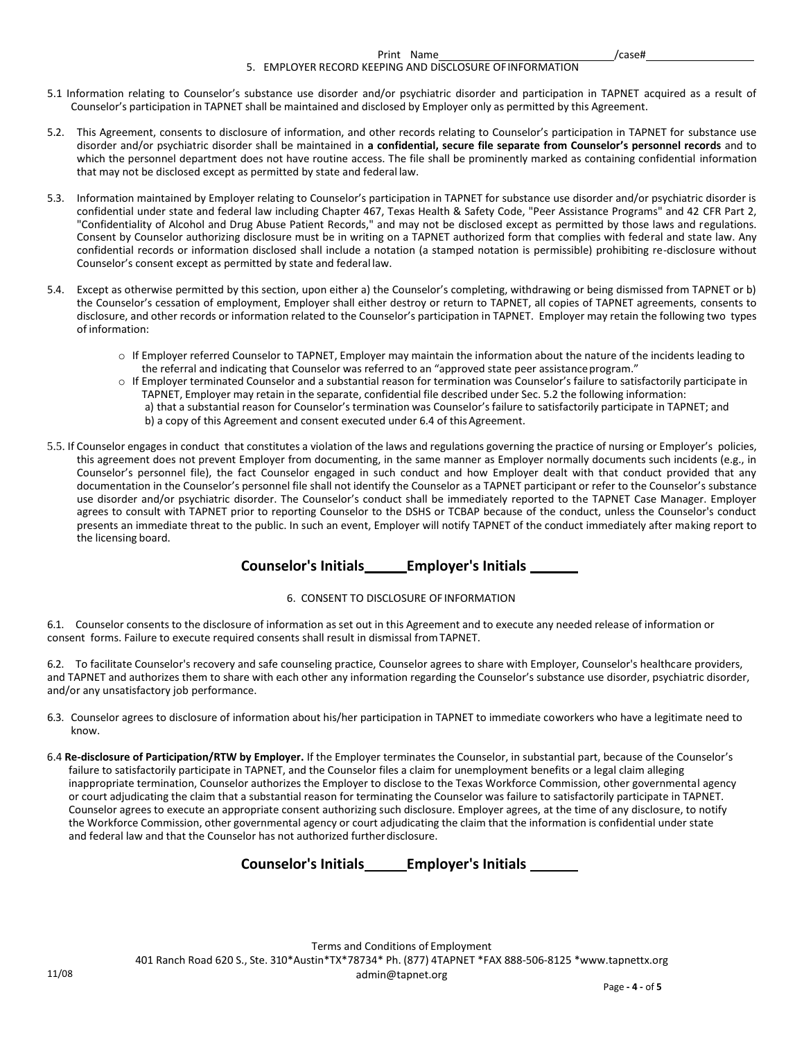Print Name ______________________________ /case# __________________

## 5. EMPLOYER RECORD KEEPING AND DISCLOSURE OF INFORMATION

5.1 Information relating to Counselor's substance use disorder and/or psychiatric disorder and participation in TAPNET acquired as a result of Counselor's participation in TAPNET shall be maintained and disclosed by Employer only as permitted by this Agreement.

5.2. This Agreement, consents to disclosure of information, and other records relating to Counselor's participation in TAPNET for substance use disorder and/or psychiatric disorder shall be maintained in **a confidential, secure file separate from Counselor's personnel records** and to which the personnel department does not have routine access. The file shall be prominently marked as containing confidential information that may not be disclosed except as permitted by state and federal law.

5.3. Information maintained by Employer relating to Counselor's participation in TAPNET for substance use disorder and/or psychiatric disorder is confidential under state and federal law including Chapter 467, Texas Health & Safety Code, "Peer Assistance Programs" and 42 CFR Part 2, "Confidentiality of Alcohol and Drug Abuse Patient Records," and may not be disclosed except as permitted by those laws and regulations. Consent by Counselor authorizing disclosure must be in writing on a TAPNET authorized form that complies with federal and state law. Any confidential records or information disclosed shall include a notation (a stamped notation is permissible) prohibiting re-disclosure without Counselor's consent except as permitted by state and federal law.

5.4. Except as otherwise permitted by this section, upon either a) the Counselor's completing, withdrawing or being dismissed from TAPNET or b) the Counselor's cessation of employment, Employer shall either destroy or return to TAPNET, all copies of TAPNET agreements, consents to disclosure, and other records or information related to the Counselor's participation in TAPNET. Employer may retain the following two types of information:

- If Employer referred Counselor to TAPNET, Employer may maintain the information about the nature of the incidents leading to the referral and indicating that Counselor was referred to an "approved state peer assistance program."
- If Employer terminated Counselor and a substantial reason for termination was Counselor's failure to satisfactorily participate in TAPNET, Employer may retain in the separate, confidential file described under Sec. 5.2 the following information:
  a) that a substantial reason for Counselor's termination was Counselor's failure to satisfactorily participate in TAPNET; and
  b) a copy of this Agreement and consent executed under 6.4 of this Agreement.

5.5. If Counselor engages in conduct that constitutes a violation of the laws and regulations governing the practice of nursing or Employer's policies, this agreement does not prevent Employer from documenting, in the same manner as Employer normally documents such incidents (e.g., in Counselor's personnel file), the fact Counselor engaged in such conduct and how Employer dealt with that conduct provided that any documentation in the Counselor's personnel file shall not identify the Counselor as a TAPNET participant or refer to the Counselor's substance use disorder and/or psychiatric disorder. The Counselor's conduct shall be immediately reported to the TAPNET Case Manager. Employer agrees to consult with TAPNET prior to reporting Counselor to the DSHS or TCBAP because of the conduct, unless the Counselor's conduct presents an immediate threat to the public. In such an event, Employer will notify TAPNET of the conduct immediately after making report to the licensing board.

**Counselor's Initials\_\_\_\_\_ Employer's Initials \_\_\_\_\_\_**

## 6. CONSENT TO DISCLOSURE OF INFORMATION

6.1. Counselor consents to the disclosure of information as set out in this Agreement and to execute any needed release of information or consent forms. Failure to execute required consents shall result in dismissal from TAPNET.

6.2. To facilitate Counselor's recovery and safe counseling practice, Counselor agrees to share with Employer, Counselor's healthcare providers, and TAPNET and authorizes them to share with each other any information regarding the Counselor's substance use disorder, psychiatric disorder, and/or any unsatisfactory job performance.

6.3. Counselor agrees to disclosure of information about his/her participation in TAPNET to immediate coworkers who have a legitimate need to know.

6.4 **Re-disclosure of Participation/RTW by Employer.** If the Employer terminates the Counselor, in substantial part, because of the Counselor's failure to satisfactorily participate in TAPNET, and the Counselor files a claim for unemployment benefits or a legal claim alleging inappropriate termination, Counselor authorizes the Employer to disclose to the Texas Workforce Commission, other governmental agency or court adjudicating the claim that a substantial reason for terminating the Counselor was failure to satisfactorily participate in TAPNET. Counselor agrees to execute an appropriate consent authorizing such disclosure. Employer agrees, at the time of any disclosure, to notify the Workforce Commission, other governmental agency or court adjudicating the claim that the information is confidential under state and federal law and that the Counselor has not authorized further disclosure.

**Counselor's Initials\_\_\_\_\_ Employer's Initials \_\_\_\_\_\_**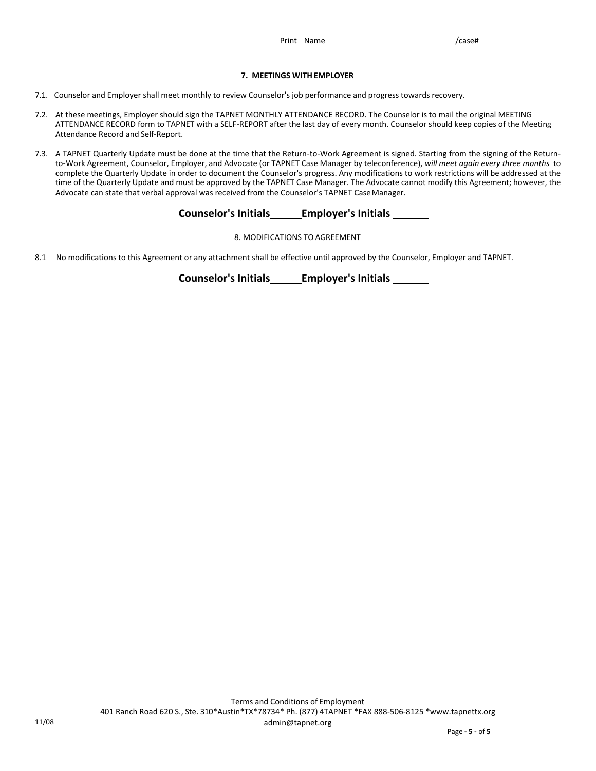Print Name______________________________/case#__________________

### 7. MEETINGS WITH EMPLOYER

7.1. Counselor and Employer shall meet monthly to review Counselor's job performance and progress towards recovery.

7.2. At these meetings, Employer should sign the TAPNET MONTHLY ATTENDANCE RECORD. The Counselor is to mail the original MEETING ATTENDANCE RECORD form to TAPNET with a SELF-REPORT after the last day of every month. Counselor should keep copies of the Meeting Attendance Record and Self-Report.

7.3. A TAPNET Quarterly Update must be done at the time that the Return-to-Work Agreement is signed. Starting from the signing of the Return-to-Work Agreement, Counselor, Employer, and Advocate (or TAPNET Case Manager by teleconference), *will meet again every three months* to complete the Quarterly Update in order to document the Counselor's progress. Any modifications to work restrictions will be addressed at the time of the Quarterly Update and must be approved by the TAPNET Case Manager. The Advocate cannot modify this Agreement; however, the Advocate can state that verbal approval was received from the Counselor's TAPNET Case Manager.

**Counselor's Initials_____ Employer's Initials ______**

### 8. MODIFICATIONS TO AGREEMENT

8.1 No modifications to this Agreement or any attachment shall be effective until approved by the Counselor, Employer and TAPNET.

**Counselor's Initials_____ Employer's Initials ______**

Terms and Conditions of Employment
401 Ranch Road 620 S., Ste. 310*Austin*TX*78734* Ph. (877) 4TAPNET *FAX 888-506-8125 *www.tapnettx.org
admin@tapnet.org

11/08